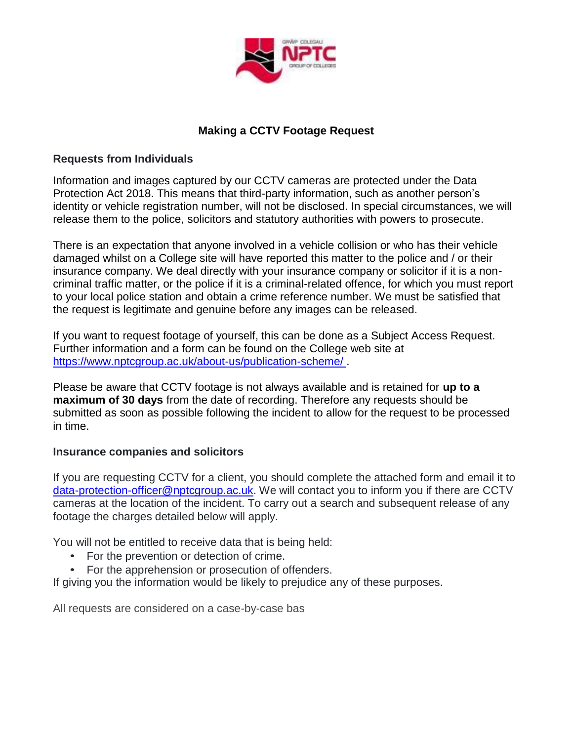# Making a CCTV Footage Request

## Requests from Individuals

Information and images captured by our CCTV cameras are protected under the Data Protection Act 2018. This means that third-party information, such as another person's identity or vehicle registration number, will not be disclosed. In special circumstances, we will release them to the police, solicitors and statutory authorities with powers to prosecute.

There is an expectation that anyone involved in a vehicle collision or who has their vehicle damaged whilst on a College site will have reported this matter to the police and / or their insurance company. We deal directly with your insurance company or solicitor if it is a non-criminal traffic matter, or the police if it is a criminal-related offence, for which you must report to your local police station and obtain a crime reference number. We must be satisfied that the request is legitimate and genuine before any images can be released.

If you want to request footage of yourself, this can be done as a Subject Access Request. Further information and a form can be found on the College web site at [https://www.nptcgroup.ac.uk/about-us/publication-scheme/](https://www.nptcgroup.ac.uk/about-us/publication-scheme/) .

Please be aware that CCTV footage is not always available and is retained for **up to a maximum of 30 days** from the date of recording. Therefore any requests should be submitted as soon as possible following the incident to allow for the request to be processed in time.

## Insurance companies and solicitors

If you are requesting CCTV for a client, you should complete the attached form and email it to [data-protection-officer@nptcgroup.ac.uk](mailto:data-protection-officer@nptcgroup.ac.uk). We will contact you to inform you if there are CCTV cameras at the location of the incident. To carry out a search and subsequent release of any footage the charges detailed below will apply.

You will not be entitled to receive data that is being held:

- For the prevention or detection of crime.
- For the apprehension or prosecution of offenders.

If giving you the information would be likely to prejudice any of these purposes.

All requests are considered on a case-by-case bas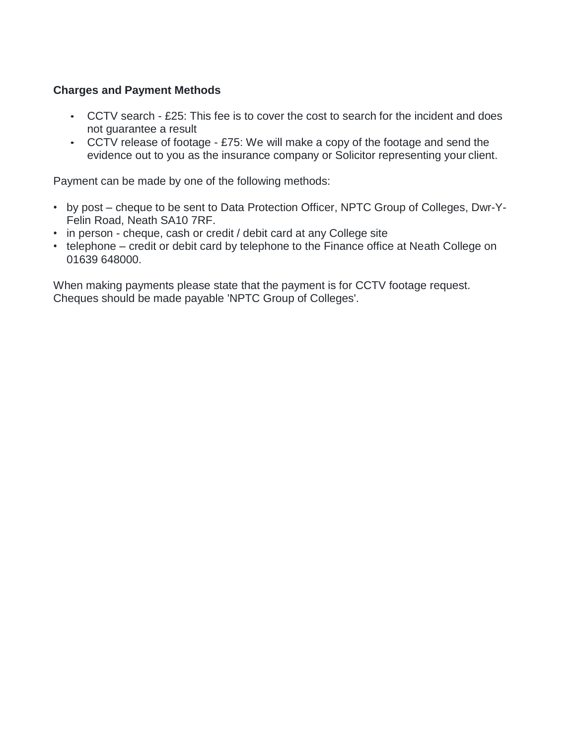**Charges and Payment Methods**

- CCTV search - £25: This fee is to cover the cost to search for the incident and does not guarantee a result
- CCTV release of footage - £75: We will make a copy of the footage and send the evidence out to you as the insurance company or Solicitor representing your client.

Payment can be made by one of the following methods:

- by post – cheque to be sent to Data Protection Officer, NPTC Group of Colleges, Dwr-Y-Felin Road, Neath SA10 7RF.
- in person - cheque, cash or credit / debit card at any College site
- telephone – credit or debit card by telephone to the Finance office at Neath College on 01639 648000.

When making payments please state that the payment is for CCTV footage request. Cheques should be made payable 'NPTC Group of Colleges'.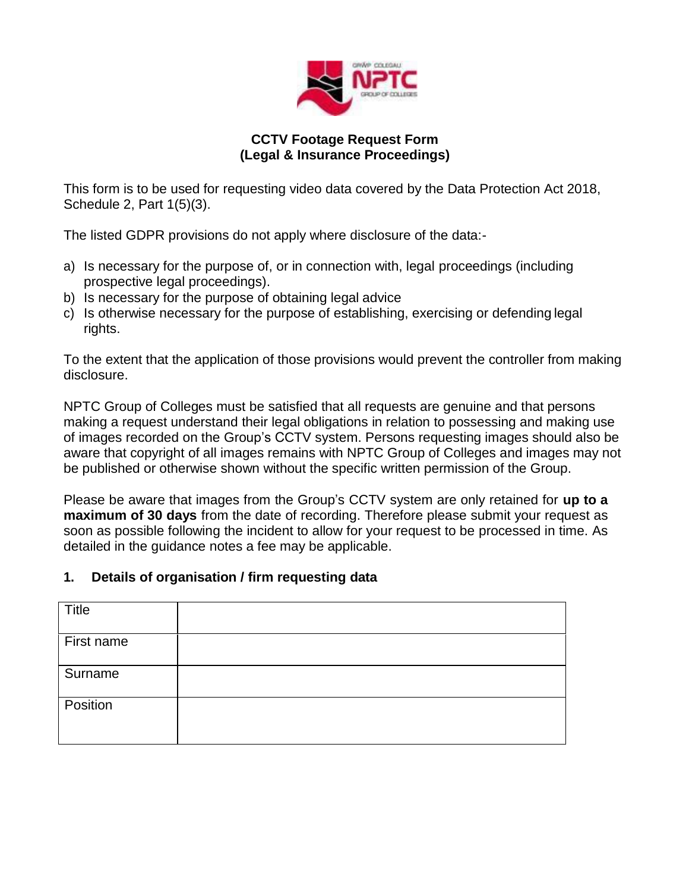**CCTV Footage Request Form**
**(Legal & Insurance Proceedings)**

This form is to be used for requesting video data covered by the Data Protection Act 2018, Schedule 2, Part 1(5)(3).

The listed GDPR provisions do not apply where disclosure of the data:-

a) Is necessary for the purpose of, or in connection with, legal proceedings (including prospective legal proceedings).
b) Is necessary for the purpose of obtaining legal advice
c) Is otherwise necessary for the purpose of establishing, exercising or defending legal rights.

To the extent that the application of those provisions would prevent the controller from making disclosure.

NPTC Group of Colleges must be satisfied that all requests are genuine and that persons making a request understand their legal obligations in relation to possessing and making use of images recorded on the Group's CCTV system. Persons requesting images should also be aware that copyright of all images remains with NPTC Group of Colleges and images may not be published or otherwise shown without the specific written permission of the Group.

Please be aware that images from the Group's CCTV system are only retained for **up to a maximum of 30 days** from the date of recording. Therefore please submit your request as soon as possible following the incident to allow for your request to be processed in time. As detailed in the guidance notes a fee may be applicable.

## 1. Details of organisation / firm requesting data

| | |
|---|---|
| Title | |
| First name | |
| Surname | |
| Position | |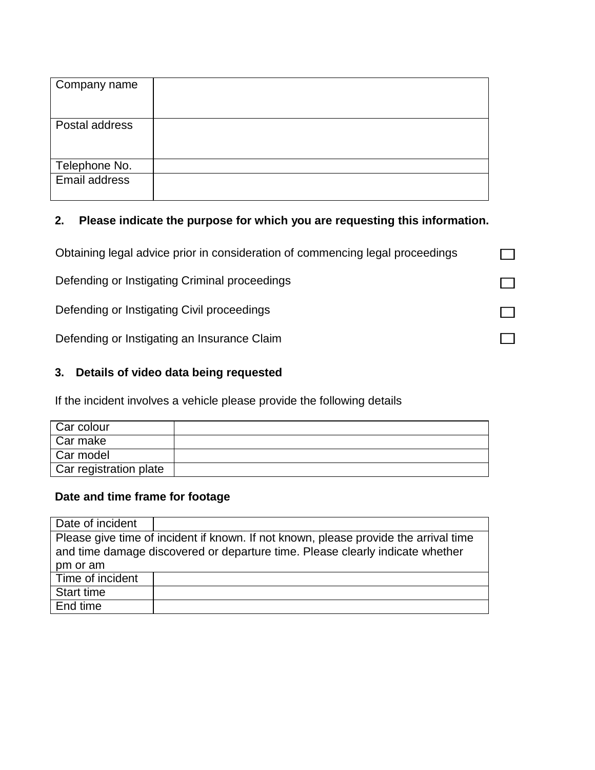| Company name | |
|---|---|
| Postal address | |
| Telephone No. | |
| Email address | |

**2. Please indicate the purpose for which you are requesting this information.**

Obtaining legal advice prior in consideration of commencing legal proceedings ☐

Defending or Instigating Criminal proceedings ☐

Defending or Instigating Civil proceedings ☐

Defending or Instigating an Insurance Claim ☐

**3. Details of video data being requested**

If the incident involves a vehicle please provide the following details

| Car colour | |
|---|---|
| Car make | |
| Car model | |
| Car registration plate | |

**Date and time frame for footage**

| Date of incident | |
|---|---|
| Please give time of incident if known. If not known, please provide the arrival time and time damage discovered or departure time. Please clearly indicate whether pm or am | |
| Time of incident | |
| Start time | |
| End time | |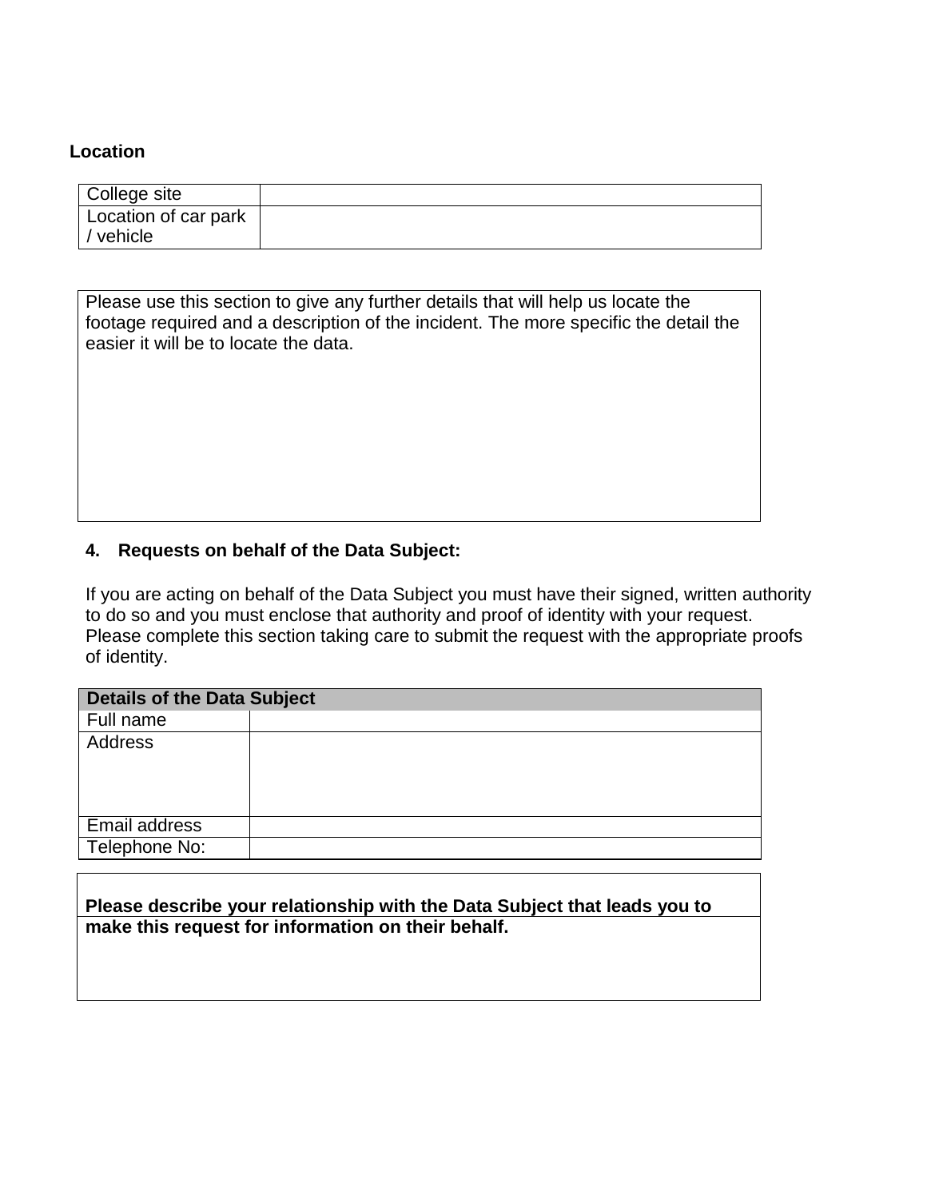**Location**

| College site | |
|---|---|
| Location of car park / vehicle | |

| Please use this section to give any further details that will help us locate the footage required and a description of the incident. The more specific the detail the easier it will be to locate the data. |
|---|
| |

**4. Requests on behalf of the Data Subject:**

If you are acting on behalf of the Data Subject you must have their signed, written authority to do so and you must enclose that authority and proof of identity with your request. Please complete this section taking care to submit the request with the appropriate proofs of identity.

| **Details of the Data Subject** | |
|---|---|
| Full name | |
| Address | |
| Email address | |
| Telephone No: | |

| **Please describe your relationship with the Data Subject that leads you to make this request for information on their behalf.** |
|---|
| |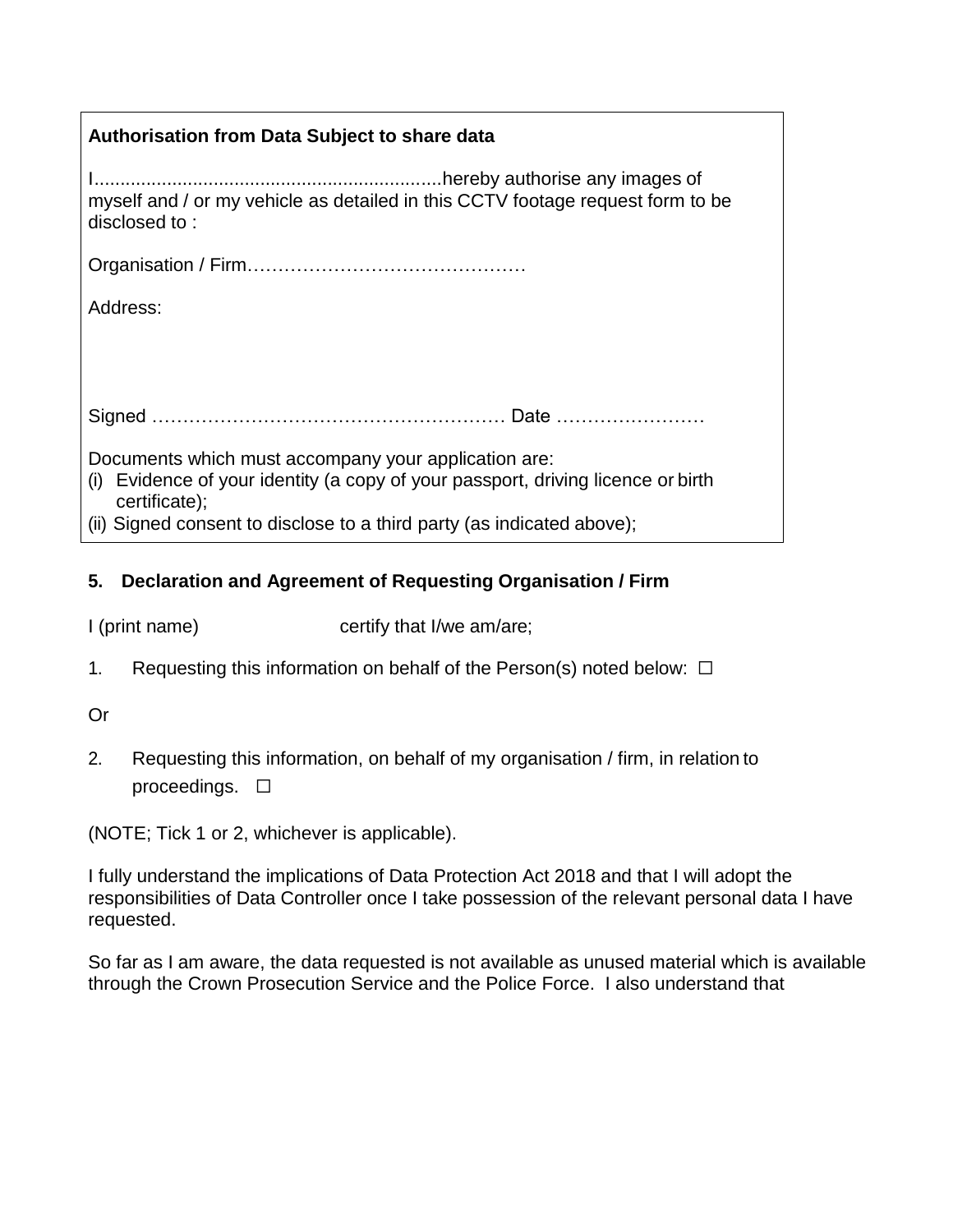**Authorisation from Data Subject to share data**

I.................................................................hereby authorise any images of myself and / or my vehicle as detailed in this CCTV footage request form to be disclosed to :

Organisation / Firm………………………………………

Address:

Signed ………………………………………………… Date ……………………

Documents which must accompany your application are:

(i) Evidence of your identity (a copy of your passport, driving licence or birth certificate);

(ii) Signed consent to disclose to a third party (as indicated above);

**5. Declaration and Agreement of Requesting Organisation / Firm**

I (print name) certify that I/we am/are;

1. Requesting this information on behalf of the Person(s) noted below: ☐

Or

2. Requesting this information, on behalf of my organisation / firm, in relation to proceedings. ☐

(NOTE; Tick 1 or 2, whichever is applicable).

I fully understand the implications of Data Protection Act 2018 and that I will adopt the responsibilities of Data Controller once I take possession of the relevant personal data I have requested.

So far as I am aware, the data requested is not available as unused material which is available through the Crown Prosecution Service and the Police Force. I also understand that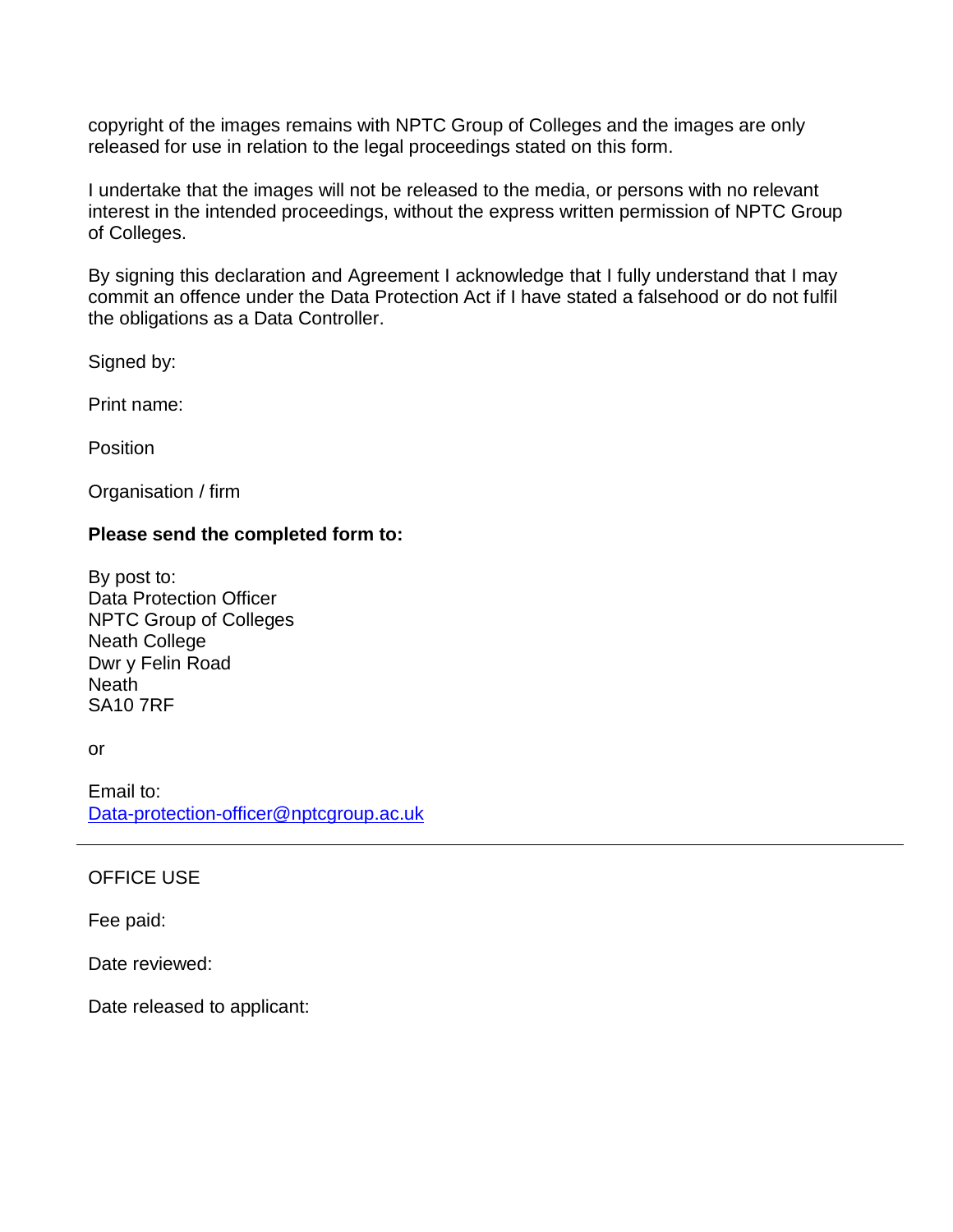copyright of the images remains with NPTC Group of Colleges and the images are only released for use in relation to the legal proceedings stated on this form.

I undertake that the images will not be released to the media, or persons with no relevant interest in the intended proceedings, without the express written permission of NPTC Group of Colleges.

By signing this declaration and Agreement I acknowledge that I fully understand that I may commit an offence under the Data Protection Act if I have stated a falsehood or do not fulfil the obligations as a Data Controller.

Signed by:

Print name:

Position

Organisation / firm

**Please send the completed form to:**

By post to:
Data Protection Officer
NPTC Group of Colleges
Neath College
Dwr y Felin Road
Neath
SA10 7RF

or

Email to:
Data-protection-officer@nptcgroup.ac.uk

---

OFFICE USE

Fee paid:

Date reviewed:

Date released to applicant: